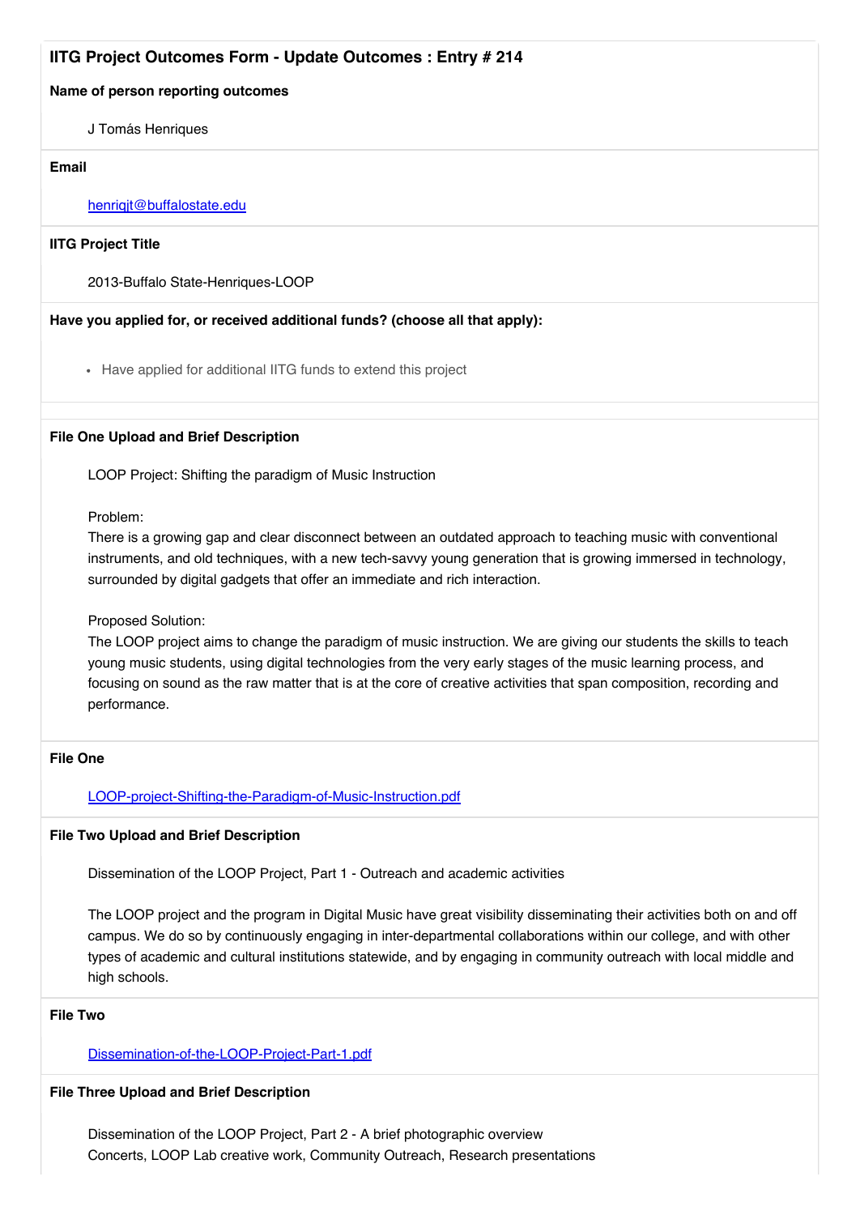## IITG Project Outcomes Form - Update Outcomes : Entry # 214

**Name of person reporting outcomes**

J Tomás Henriques

**Email**

henriqjt@buffalostate.edu

**IITG Project Title**

2013-Buffalo State-Henriques-LOOP

**Have you applied for, or received additional funds? (choose all that apply):**

- Have applied for additional IITG funds to extend this project

**File One Upload and Brief Description**

LOOP Project: Shifting the paradigm of Music Instruction

Problem:
There is a growing gap and clear disconnect between an outdated approach to teaching music with conventional instruments, and old techniques, with a new tech-savvy young generation that is growing immersed in technology, surrounded by digital gadgets that offer an immediate and rich interaction.

Proposed Solution:
The LOOP project aims to change the paradigm of music instruction. We are giving our students the skills to teach young music students, using digital technologies from the very early stages of the music learning process, and focusing on sound as the raw matter that is at the core of creative activities that span composition, recording and performance.

**File One**

LOOP-project-Shifting-the-Paradigm-of-Music-Instruction.pdf

**File Two Upload and Brief Description**

Dissemination of the LOOP Project, Part 1 - Outreach and academic activities

The LOOP project and the program in Digital Music have great visibility disseminating their activities both on and off campus. We do so by continuously engaging in inter-departmental collaborations within our college, and with other types of academic and cultural institutions statewide, and by engaging in community outreach with local middle and high schools.

**File Two**

Dissemination-of-the-LOOP-Project-Part-1.pdf

**File Three Upload and Brief Description**

Dissemination of the LOOP Project, Part 2 - A brief photographic overview
Concerts, LOOP Lab creative work, Community Outreach, Research presentations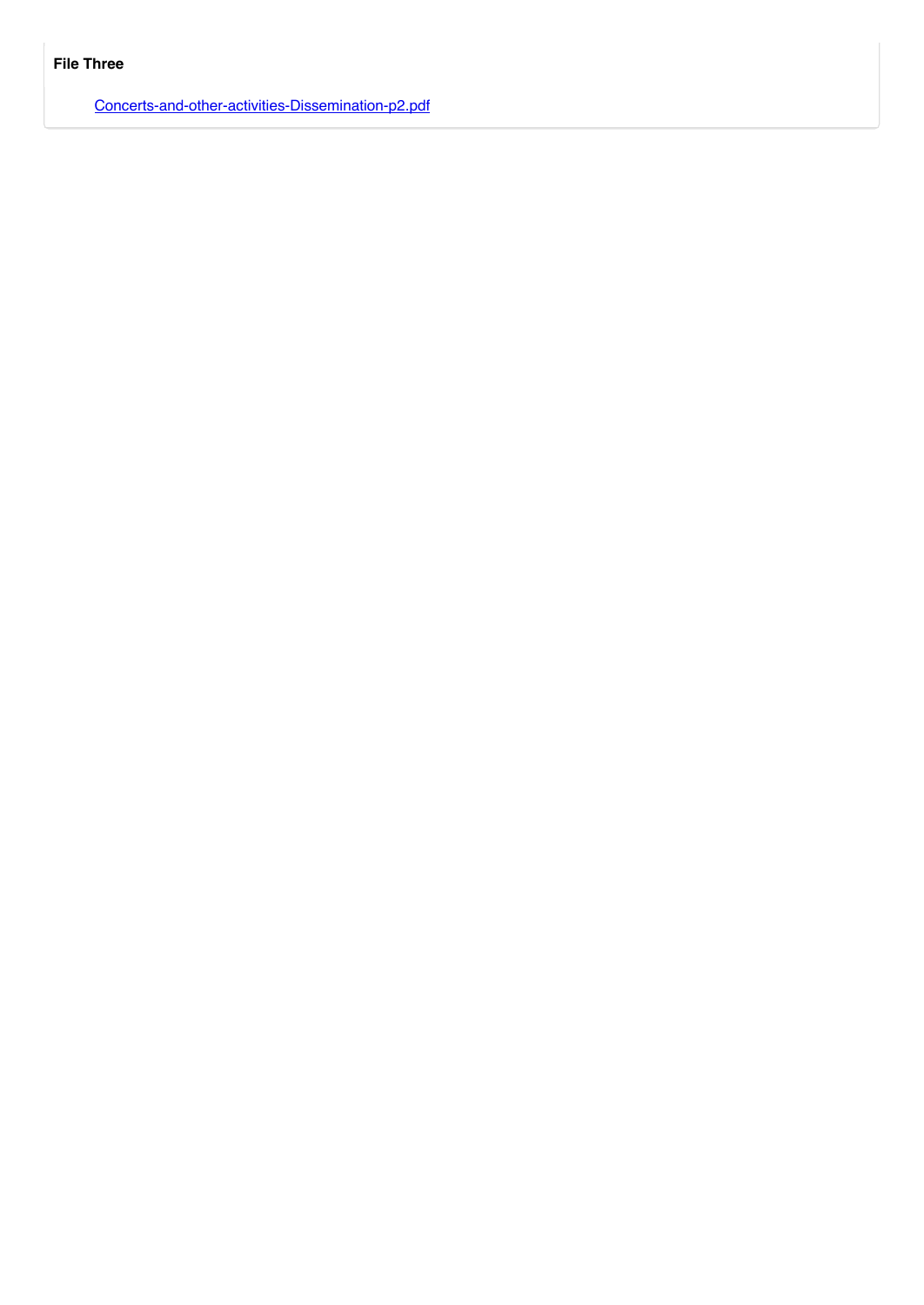**File Three**

[Concerts-and-other-activities-Dissemination-p2.pdf]